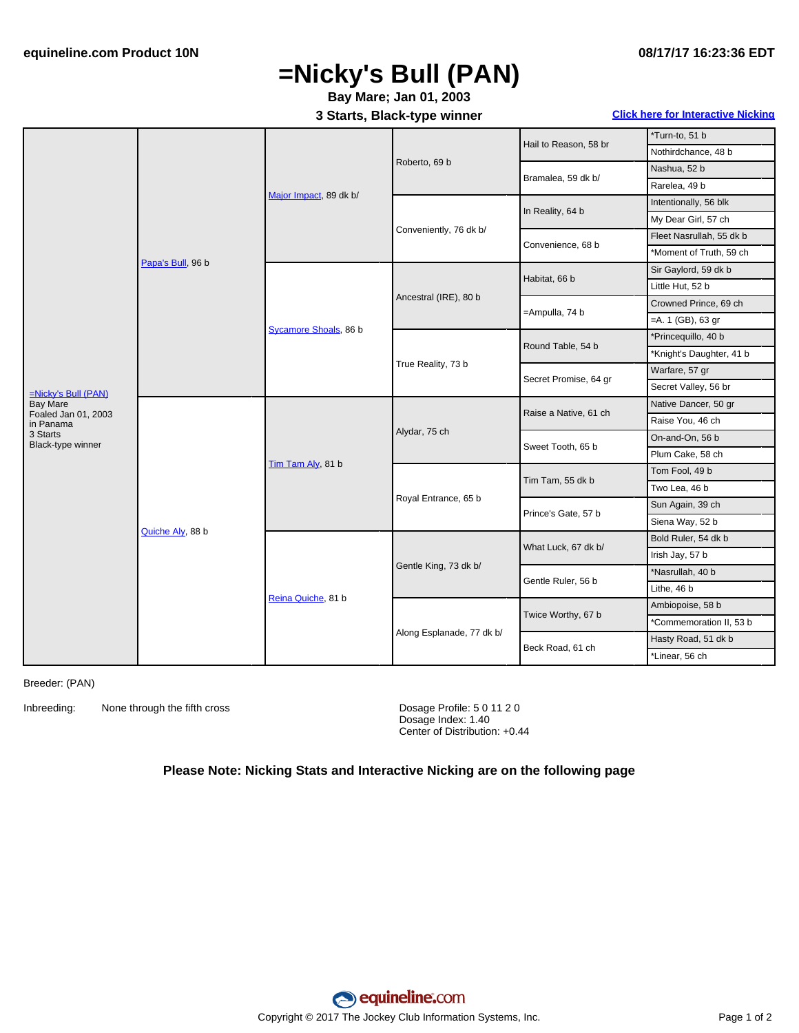equineline.com Product 10N

08/17/17 16:23:36 EDT

# =Nicky's Bull (PAN)

**Bay Mare; Jan 01, 2003**

**3 Starts, Black-type winner**

Click here for Interactive Nicking

| | | | | | |
|---|---|---|---|---|---|
| =Nicky's Bull (PAN) Bay Mare Foaled Jan 01, 2003 in Panama 3 Starts Black-type winner | Papa's Bull, 96 b | Major Impact, 89 dk b/ | Roberto, 69 b | Hail to Reason, 58 br | *Turn-to, 51 b |
| | | | | | Nothirdchance, 48 b |
| | | | | Bramalea, 59 dk b/ | Nashua, 52 b |
| | | | | | Rarelea, 49 b |
| | | | Conveniently, 76 dk b/ | In Reality, 64 b | Intentionally, 56 blk |
| | | | | | My Dear Girl, 57 ch |
| | | | | Convenience, 68 b | Fleet Nasrullah, 55 dk b |
| | | | | | *Moment of Truth, 59 ch |
| | | Sycamore Shoals, 86 b | Ancestral (IRE), 80 b | Habitat, 66 b | Sir Gaylord, 59 dk b |
| | | | | | Little Hut, 52 b |
| | | | | =Ampulla, 74 b | Crowned Prince, 69 ch |
| | | | | | =A. 1 (GB), 63 gr |
| | | | True Reality, 73 b | Round Table, 54 b | *Princequillo, 40 b |
| | | | | | *Knight's Daughter, 41 b |
| | | | | Secret Promise, 64 gr | Warfare, 57 gr |
| | | | | | Secret Valley, 56 br |
| | Quiche Aly, 88 b | Tim Tam Aly, 81 b | Alydar, 75 ch | Raise a Native, 61 ch | Native Dancer, 50 gr |
| | | | | | Raise You, 46 ch |
| | | | | Sweet Tooth, 65 b | On-and-On, 56 b |
| | | | | | Plum Cake, 58 ch |
| | | | Royal Entrance, 65 b | Tim Tam, 55 dk b | Tom Fool, 49 b |
| | | | | | Two Lea, 46 b |
| | | | | Prince's Gate, 57 b | Sun Again, 39 ch |
| | | | | | Siena Way, 52 b |
| | | Reina Quiche, 81 b | Gentle King, 73 dk b/ | What Luck, 67 dk b/ | Bold Ruler, 54 dk b |
| | | | | | Irish Jay, 57 b |
| | | | | Gentle Ruler, 56 b | *Nasrullah, 40 b |
| | | | | | Lithe, 46 b |
| | | | Along Esplanade, 77 dk b/ | Twice Worthy, 67 b | Ambiopoise, 58 b |
| | | | | | *Commemoration II, 53 b |
| | | | | Beck Road, 61 ch | Hasty Road, 51 dk b |
| | | | | | *Linear, 56 ch |

Breeder: (PAN)

Inbreeding: None through the fifth cross

Dosage Profile: 5 0 11 2 0
Dosage Index: 1.40
Center of Distribution: +0.44

**Please Note: Nicking Stats and Interactive Nicking are on the following page**

Copyright © 2017 The Jockey Club Information Systems, Inc.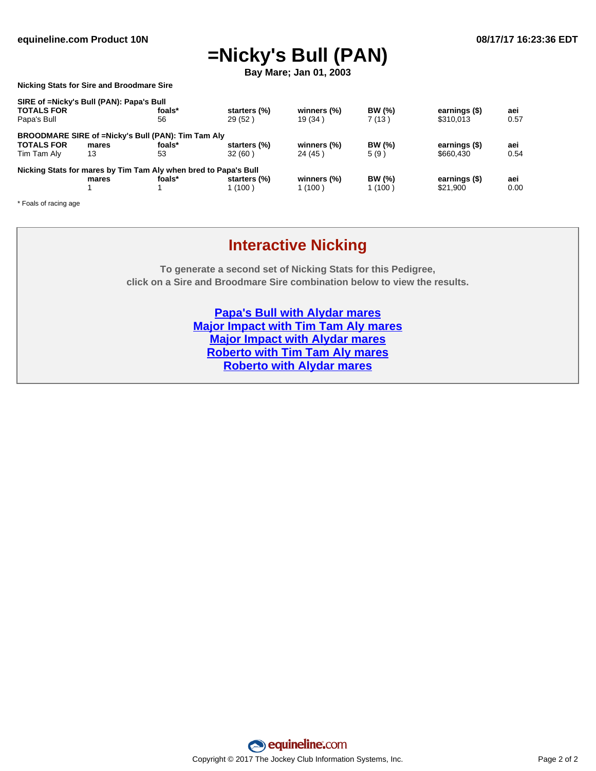# =Nicky's Bull (PAN)

**Bay Mare; Jan 01, 2003**

**Nicking Stats for Sire and Broodmare Sire**

**SIRE of =Nicky's Bull (PAN): Papa's Bull**

| TOTALS FOR | | foals* | starters (%) | winners (%) | BW (%) | earnings ($) | aei |
|---|---|---|---|---|---|---|---|
| Papa's Bull | | 56 | 29 (52 ) | 19 (34 ) | 7 (13 ) | $310,013 | 0.57 |

**BROODMARE SIRE of =Nicky's Bull (PAN): Tim Tam Aly**

| TOTALS FOR | mares | foals* | starters (%) | winners (%) | BW (%) | earnings ($) | aei |
|---|---|---|---|---|---|---|---|
| Tim Tam Aly | 13 | 53 | 32 (60 ) | 24 (45 ) | 5 (9 ) | $660,430 | 0.54 |

**Nicking Stats for mares by Tim Tam Aly when bred to Papa's Bull**

| | mares | foals* | starters (%) | winners (%) | BW (%) | earnings ($) | aei |
|---|---|---|---|---|---|---|---|
| | 1 | 1 | 1 (100 ) | 1 (100 ) | 1 (100 ) | $21,900 | 0.00 |

* Foals of racing age

## Interactive Nicking

**To generate a second set of Nicking Stats for this Pedigree, click on a Sire and Broodmare Sire combination below to view the results.**

**Papa's Bull with Alydar mares**
**Major Impact with Tim Tam Aly mares**
**Major Impact with Alydar mares**
**Roberto with Tim Tam Aly mares**
**Roberto with Alydar mares**

Copyright © 2017 The Jockey Club Information Systems, Inc.